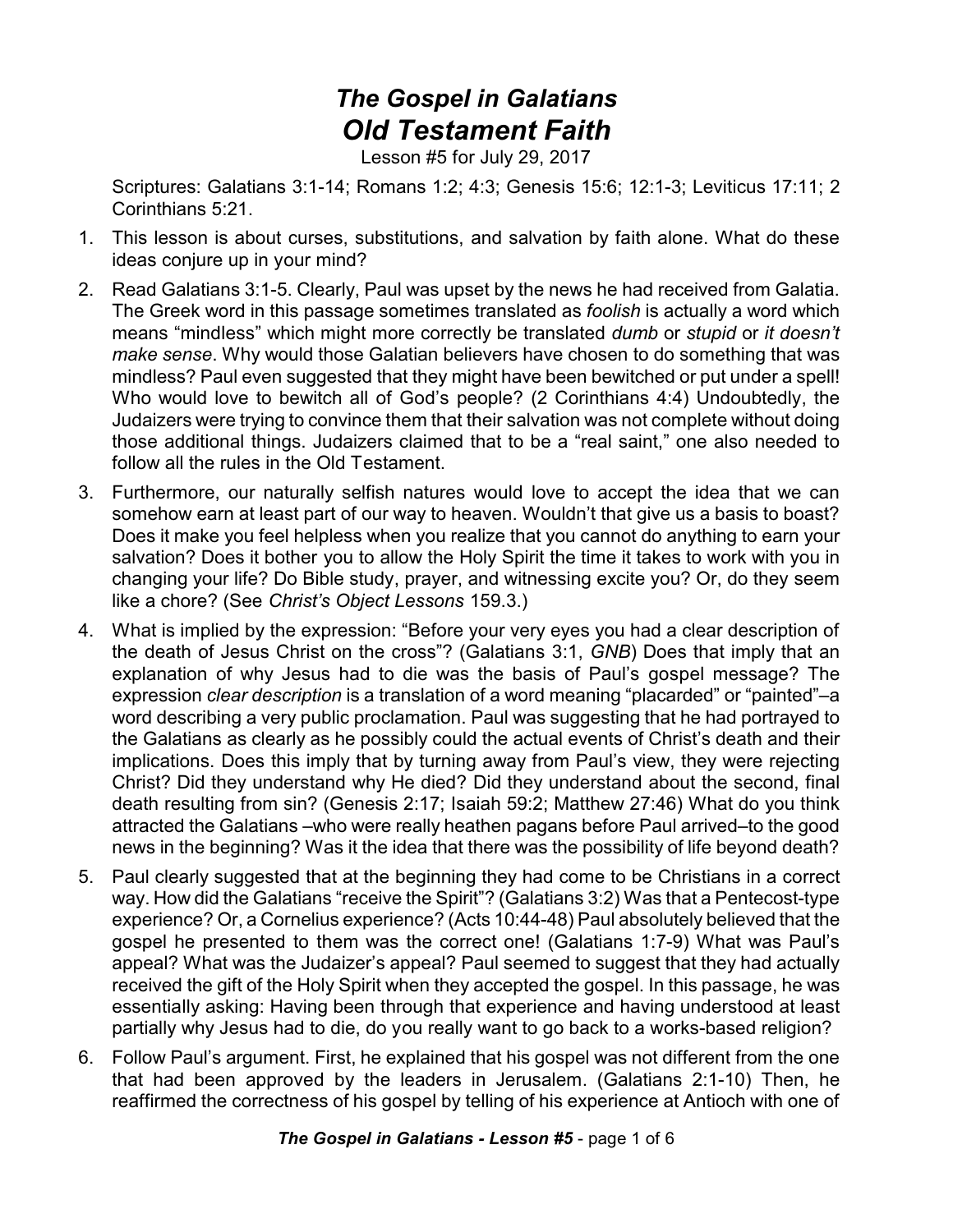# *The Gospel in Galatians*
## *Old Testament Faith*

Lesson #5 for July 29, 2017

Scriptures: Galatians 3:1-14; Romans 1:2; 4:3; Genesis 15:6; 12:1-3; Leviticus 17:11; 2 Corinthians 5:21.

1. This lesson is about curses, substitutions, and salvation by faith alone. What do these ideas conjure up in your mind?
2. Read Galatians 3:1-5. Clearly, Paul was upset by the news he had received from Galatia. The Greek word in this passage sometimes translated as *foolish* is actually a word which means "mindless" which might more correctly be translated *dumb* or *stupid* or *it doesn't make sense*. Why would those Galatian believers have chosen to do something that was mindless? Paul even suggested that they might have been bewitched or put under a spell! Who would love to bewitch all of God's people? (2 Corinthians 4:4) Undoubtedly, the Judaizers were trying to convince them that their salvation was not complete without doing those additional things. Judaizers claimed that to be a "real saint," one also needed to follow all the rules in the Old Testament.
3. Furthermore, our naturally selfish natures would love to accept the idea that we can somehow earn at least part of our way to heaven. Wouldn't that give us a basis to boast? Does it make you feel helpless when you realize that you cannot do anything to earn your salvation? Does it bother you to allow the Holy Spirit the time it takes to work with you in changing your life? Do Bible study, prayer, and witnessing excite you? Or, do they seem like a chore? (See *Christ's Object Lessons* 159.3.)
4. What is implied by the expression: "Before your very eyes you had a clear description of the death of Jesus Christ on the cross"? (Galatians 3:1, *GNB*) Does that imply that an explanation of why Jesus had to die was the basis of Paul's gospel message? The expression *clear description* is a translation of a word meaning "placarded" or "painted"–a word describing a very public proclamation. Paul was suggesting that he had portrayed to the Galatians as clearly as he possibly could the actual events of Christ's death and their implications. Does this imply that by turning away from Paul's view, they were rejecting Christ? Did they understand why He died? Did they understand about the second, final death resulting from sin? (Genesis 2:17; Isaiah 59:2; Matthew 27:46) What do you think attracted the Galatians –who were really heathen pagans before Paul arrived–to the good news in the beginning? Was it the idea that there was the possibility of life beyond death?
5. Paul clearly suggested that at the beginning they had come to be Christians in a correct way. How did the Galatians "receive the Spirit"? (Galatians 3:2) Was that a Pentecost-type experience? Or, a Cornelius experience? (Acts 10:44-48) Paul absolutely believed that the gospel he presented to them was the correct one! (Galatians 1:7-9) What was Paul's appeal? What was the Judaizer's appeal? Paul seemed to suggest that they had actually received the gift of the Holy Spirit when they accepted the gospel. In this passage, he was essentially asking: Having been through that experience and having understood at least partially why Jesus had to die, do you really want to go back to a works-based religion?
6. Follow Paul's argument. First, he explained that his gospel was not different from the one that had been approved by the leaders in Jerusalem. (Galatians 2:1-10) Then, he reaffirmed the correctness of his gospel by telling of his experience at Antioch with one of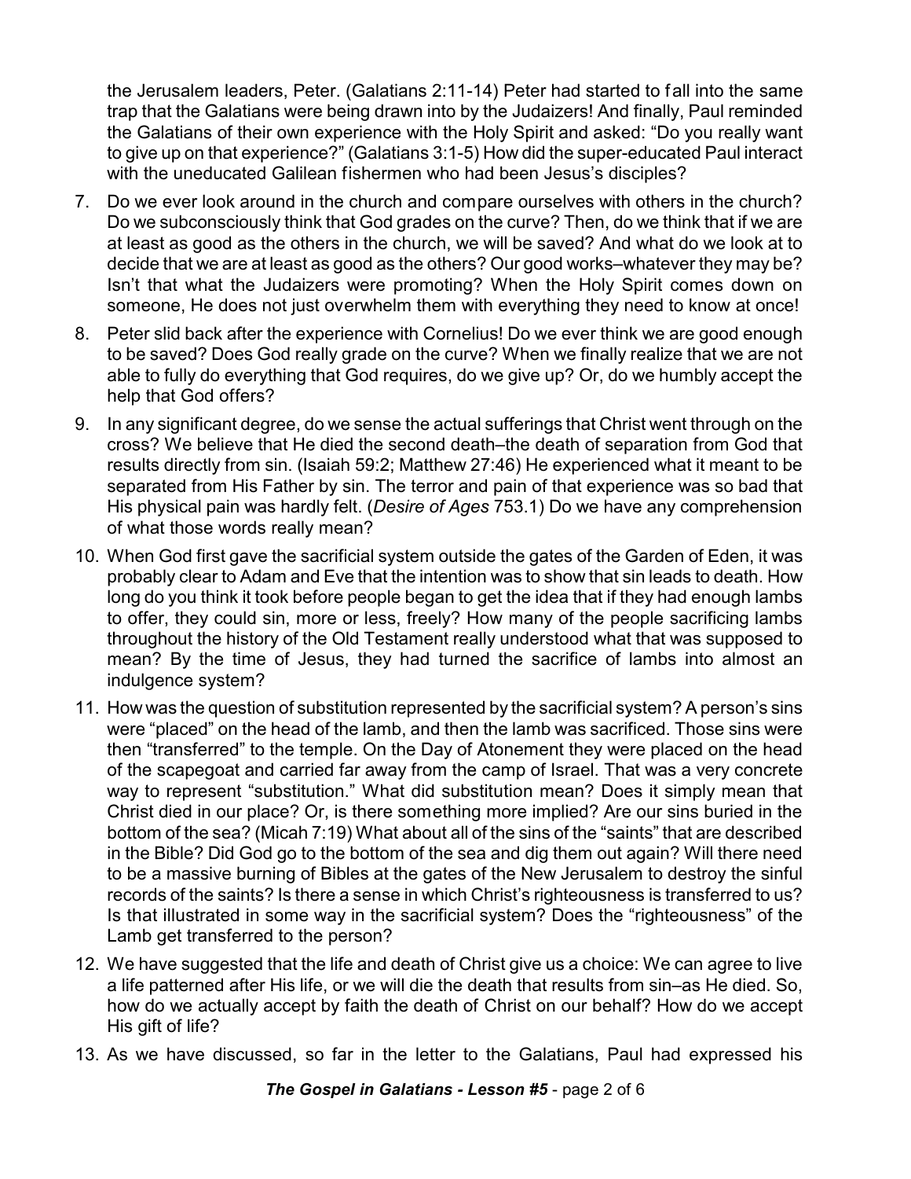the Jerusalem leaders, Peter. (Galatians 2:11-14) Peter had started to fall into the same trap that the Galatians were being drawn into by the Judaizers! And finally, Paul reminded the Galatians of their own experience with the Holy Spirit and asked: "Do you really want to give up on that experience?" (Galatians 3:1-5) How did the super-educated Paul interact with the uneducated Galilean fishermen who had been Jesus's disciples?

7. Do we ever look around in the church and compare ourselves with others in the church? Do we subconsciously think that God grades on the curve? Then, do we think that if we are at least as good as the others in the church, we will be saved? And what do we look at to decide that we are at least as good as the others? Our good works–whatever they may be? Isn't that what the Judaizers were promoting? When the Holy Spirit comes down on someone, He does not just overwhelm them with everything they need to know at once!

8. Peter slid back after the experience with Cornelius! Do we ever think we are good enough to be saved? Does God really grade on the curve? When we finally realize that we are not able to fully do everything that God requires, do we give up? Or, do we humbly accept the help that God offers?

9. In any significant degree, do we sense the actual sufferings that Christ went through on the cross? We believe that He died the second death–the death of separation from God that results directly from sin. (Isaiah 59:2; Matthew 27:46) He experienced what it meant to be separated from His Father by sin. The terror and pain of that experience was so bad that His physical pain was hardly felt. (*Desire of Ages* 753.1) Do we have any comprehension of what those words really mean?

10. When God first gave the sacrificial system outside the gates of the Garden of Eden, it was probably clear to Adam and Eve that the intention was to show that sin leads to death. How long do you think it took before people began to get the idea that if they had enough lambs to offer, they could sin, more or less, freely? How many of the people sacrificing lambs throughout the history of the Old Testament really understood what that was supposed to mean? By the time of Jesus, they had turned the sacrifice of lambs into almost an indulgence system?

11. How was the question of substitution represented by the sacrificial system? A person's sins were "placed" on the head of the lamb, and then the lamb was sacrificed. Those sins were then "transferred" to the temple. On the Day of Atonement they were placed on the head of the scapegoat and carried far away from the camp of Israel. That was a very concrete way to represent "substitution." What did substitution mean? Does it simply mean that Christ died in our place? Or, is there something more implied? Are our sins buried in the bottom of the sea? (Micah 7:19) What about all of the sins of the "saints" that are described in the Bible? Did God go to the bottom of the sea and dig them out again? Will there need to be a massive burning of Bibles at the gates of the New Jerusalem to destroy the sinful records of the saints? Is there a sense in which Christ's righteousness is transferred to us? Is that illustrated in some way in the sacrificial system? Does the "righteousness" of the Lamb get transferred to the person?

12. We have suggested that the life and death of Christ give us a choice: We can agree to live a life patterned after His life, or we will die the death that results from sin–as He died. So, how do we actually accept by faith the death of Christ on our behalf? How do we accept His gift of life?

13. As we have discussed, so far in the letter to the Galatians, Paul had expressed his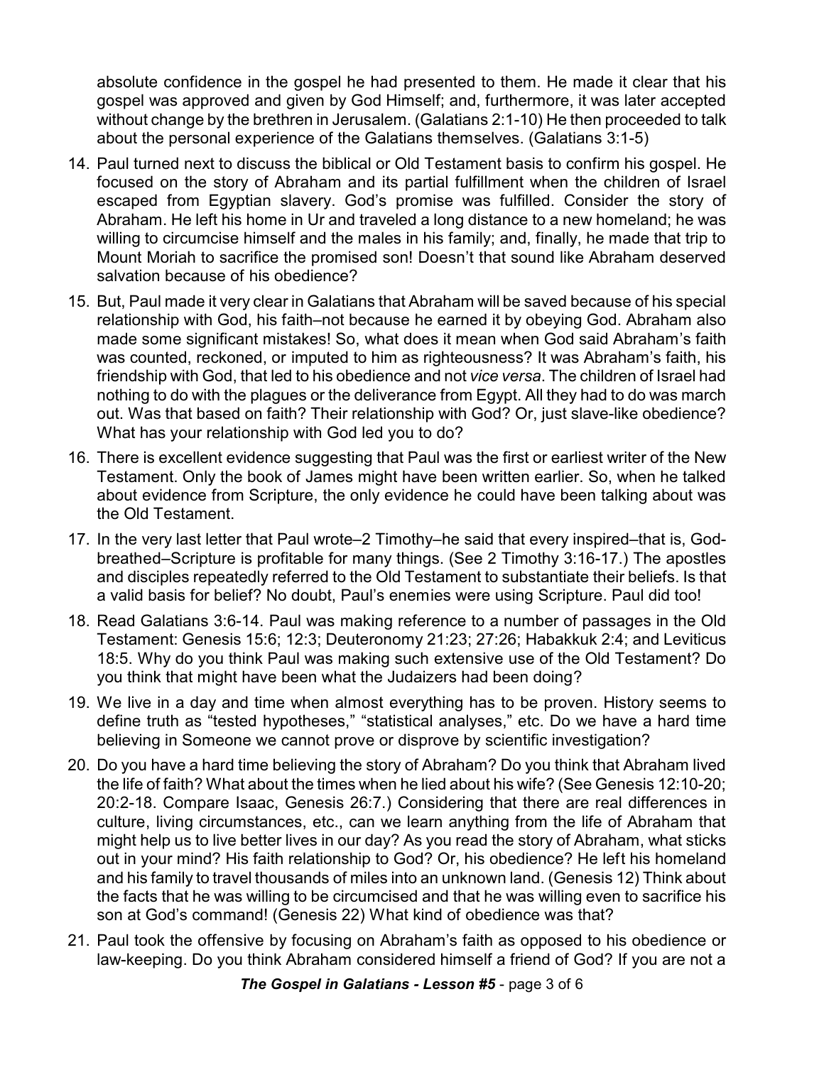absolute confidence in the gospel he had presented to them. He made it clear that his gospel was approved and given by God Himself; and, furthermore, it was later accepted without change by the brethren in Jerusalem. (Galatians 2:1-10) He then proceeded to talk about the personal experience of the Galatians themselves. (Galatians 3:1-5)

14. Paul turned next to discuss the biblical or Old Testament basis to confirm his gospel. He focused on the story of Abraham and its partial fulfillment when the children of Israel escaped from Egyptian slavery. God's promise was fulfilled. Consider the story of Abraham. He left his home in Ur and traveled a long distance to a new homeland; he was willing to circumcise himself and the males in his family; and, finally, he made that trip to Mount Moriah to sacrifice the promised son! Doesn't that sound like Abraham deserved salvation because of his obedience?

15. But, Paul made it very clear in Galatians that Abraham will be saved because of his special relationship with God, his faith–not because he earned it by obeying God. Abraham also made some significant mistakes! So, what does it mean when God said Abraham's faith was counted, reckoned, or imputed to him as righteousness? It was Abraham's faith, his friendship with God, that led to his obedience and not *vice versa*. The children of Israel had nothing to do with the plagues or the deliverance from Egypt. All they had to do was march out. Was that based on faith? Their relationship with God? Or, just slave-like obedience? What has your relationship with God led you to do?

16. There is excellent evidence suggesting that Paul was the first or earliest writer of the New Testament. Only the book of James might have been written earlier. So, when he talked about evidence from Scripture, the only evidence he could have been talking about was the Old Testament.

17. In the very last letter that Paul wrote–2 Timothy–he said that every inspired–that is, God-breathed–Scripture is profitable for many things. (See 2 Timothy 3:16-17.) The apostles and disciples repeatedly referred to the Old Testament to substantiate their beliefs. Is that a valid basis for belief? No doubt, Paul's enemies were using Scripture. Paul did too!

18. Read Galatians 3:6-14. Paul was making reference to a number of passages in the Old Testament: Genesis 15:6; 12:3; Deuteronomy 21:23; 27:26; Habakkuk 2:4; and Leviticus 18:5. Why do you think Paul was making such extensive use of the Old Testament? Do you think that might have been what the Judaizers had been doing?

19. We live in a day and time when almost everything has to be proven. History seems to define truth as "tested hypotheses," "statistical analyses," etc. Do we have a hard time believing in Someone we cannot prove or disprove by scientific investigation?

20. Do you have a hard time believing the story of Abraham? Do you think that Abraham lived the life of faith? What about the times when he lied about his wife? (See Genesis 12:10-20; 20:2-18. Compare Isaac, Genesis 26:7.) Considering that there are real differences in culture, living circumstances, etc., can we learn anything from the life of Abraham that might help us to live better lives in our day? As you read the story of Abraham, what sticks out in your mind? His faith relationship to God? Or, his obedience? He left his homeland and his family to travel thousands of miles into an unknown land. (Genesis 12) Think about the facts that he was willing to be circumcised and that he was willing even to sacrifice his son at God's command! (Genesis 22) What kind of obedience was that?

21. Paul took the offensive by focusing on Abraham's faith as opposed to his obedience or law-keeping. Do you think Abraham considered himself a friend of God? If you are not a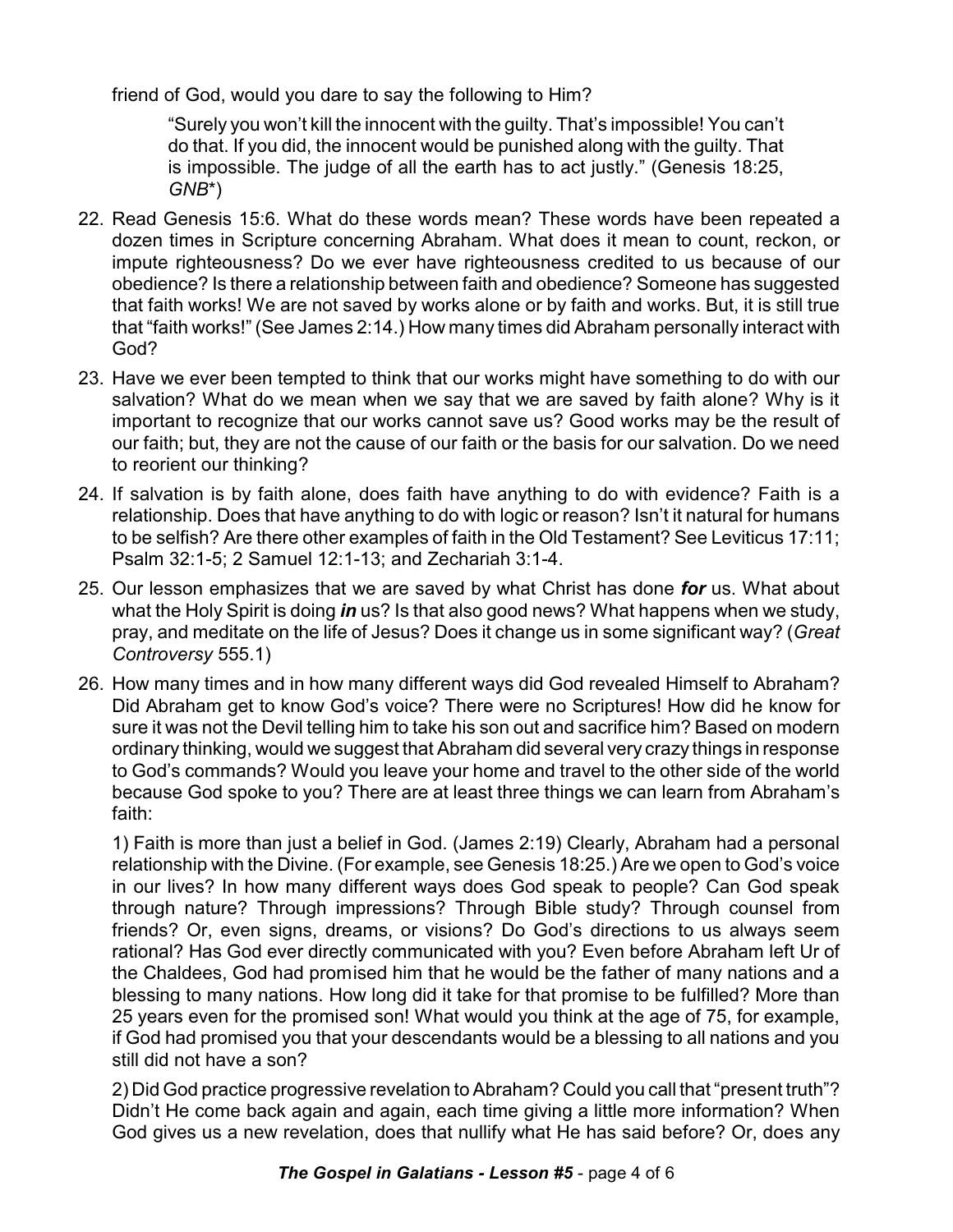friend of God, would you dare to say the following to Him?

> "Surely you won't kill the innocent with the guilty. That's impossible! You can't do that. If you did, the innocent would be punished along with the guilty. That is impossible. The judge of all the earth has to act justly." (Genesis 18:25, *GNB*\*)

22. Read Genesis 15:6. What do these words mean? These words have been repeated a dozen times in Scripture concerning Abraham. What does it mean to count, reckon, or impute righteousness? Do we ever have righteousness credited to us because of our obedience? Is there a relationship between faith and obedience? Someone has suggested that faith works! We are not saved by works alone or by faith and works. But, it is still true that "faith works!" (See James 2:14.) How many times did Abraham personally interact with God?

23. Have we ever been tempted to think that our works might have something to do with our salvation? What do we mean when we say that we are saved by faith alone? Why is it important to recognize that our works cannot save us? Good works may be the result of our faith; but, they are not the cause of our faith or the basis for our salvation. Do we need to reorient our thinking?

24. If salvation is by faith alone, does faith have anything to do with evidence? Faith is a relationship. Does that have anything to do with logic or reason? Isn't it natural for humans to be selfish? Are there other examples of faith in the Old Testament? See Leviticus 17:11; Psalm 32:1-5; 2 Samuel 12:1-13; and Zechariah 3:1-4.

25. Our lesson emphasizes that we are saved by what Christ has done ***for*** us. What about what the Holy Spirit is doing ***in*** us? Is that also good news? What happens when we study, pray, and meditate on the life of Jesus? Does it change us in some significant way? (*Great Controversy* 555.1)

26. How many times and in how many different ways did God revealed Himself to Abraham? Did Abraham get to know God's voice? There were no Scriptures! How did he know for sure it was not the Devil telling him to take his son out and sacrifice him? Based on modern ordinary thinking, would we suggest that Abraham did several very crazy things in response to God's commands? Would you leave your home and travel to the other side of the world because God spoke to you? There are at least three things we can learn from Abraham's faith:

    1) Faith is more than just a belief in God. (James 2:19) Clearly, Abraham had a personal relationship with the Divine. (For example, see Genesis 18:25.) Are we open to God's voice in our lives? In how many different ways does God speak to people? Can God speak through nature? Through impressions? Through Bible study? Through counsel from friends? Or, even signs, dreams, or visions? Do God's directions to us always seem rational? Has God ever directly communicated with you? Even before Abraham left Ur of the Chaldees, God had promised him that he would be the father of many nations and a blessing to many nations. How long did it take for that promise to be fulfilled? More than 25 years even for the promised son! What would you think at the age of 75, for example, if God had promised you that your descendants would be a blessing to all nations and you still did not have a son?

    2) Did God practice progressive revelation to Abraham? Could you call that "present truth"? Didn't He come back again and again, each time giving a little more information? When God gives us a new revelation, does that nullify what He has said before? Or, does any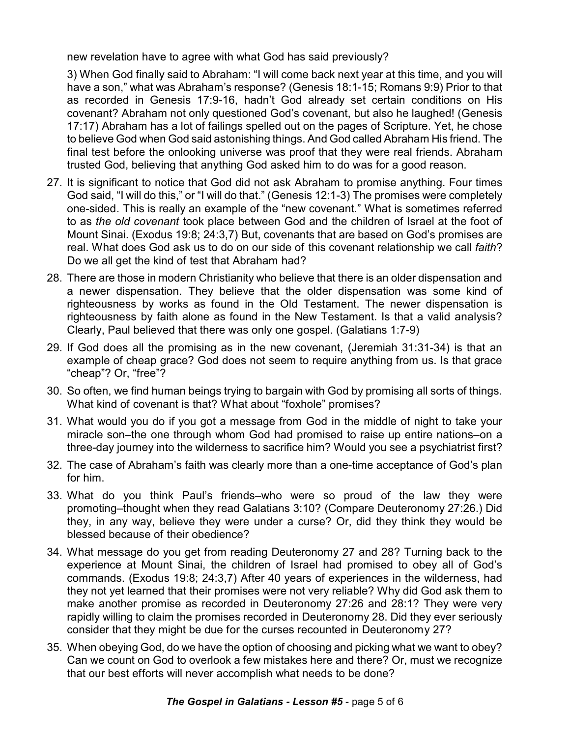new revelation have to agree with what God has said previously?

3) When God finally said to Abraham: "I will come back next year at this time, and you will have a son," what was Abraham's response? (Genesis 18:1-15; Romans 9:9) Prior to that as recorded in Genesis 17:9-16, hadn't God already set certain conditions on His covenant? Abraham not only questioned God's covenant, but also he laughed! (Genesis 17:17) Abraham has a lot of failings spelled out on the pages of Scripture. Yet, he chose to believe God when God said astonishing things. And God called Abraham His friend. The final test before the onlooking universe was proof that they were real friends. Abraham trusted God, believing that anything God asked him to do was for a good reason.

27. It is significant to notice that God did not ask Abraham to promise anything. Four times God said, "I will do this," or "I will do that." (Genesis 12:1-3) The promises were completely one-sided. This is really an example of the "new covenant." What is sometimes referred to as *the old covenant* took place between God and the children of Israel at the foot of Mount Sinai. (Exodus 19:8; 24:3,7) But, covenants that are based on God's promises are real. What does God ask us to do on our side of this covenant relationship we call *faith*? Do we all get the kind of test that Abraham had?
28. There are those in modern Christianity who believe that there is an older dispensation and a newer dispensation. They believe that the older dispensation was some kind of righteousness by works as found in the Old Testament. The newer dispensation is righteousness by faith alone as found in the New Testament. Is that a valid analysis? Clearly, Paul believed that there was only one gospel. (Galatians 1:7-9)
29. If God does all the promising as in the new covenant, (Jeremiah 31:31-34) is that an example of cheap grace? God does not seem to require anything from us. Is that grace "cheap"? Or, "free"?
30. So often, we find human beings trying to bargain with God by promising all sorts of things. What kind of covenant is that? What about "foxhole" promises?
31. What would you do if you got a message from God in the middle of night to take your miracle son–the one through whom God had promised to raise up entire nations–on a three-day journey into the wilderness to sacrifice him? Would you see a psychiatrist first?
32. The case of Abraham's faith was clearly more than a one-time acceptance of God's plan for him.
33. What do you think Paul's friends–who were so proud of the law they were promoting–thought when they read Galatians 3:10? (Compare Deuteronomy 27:26.) Did they, in any way, believe they were under a curse? Or, did they think they would be blessed because of their obedience?
34. What message do you get from reading Deuteronomy 27 and 28? Turning back to the experience at Mount Sinai, the children of Israel had promised to obey all of God's commands. (Exodus 19:8; 24:3,7) After 40 years of experiences in the wilderness, had they not yet learned that their promises were not very reliable? Why did God ask them to make another promise as recorded in Deuteronomy 27:26 and 28:1? They were very rapidly willing to claim the promises recorded in Deuteronomy 28. Did they ever seriously consider that they might be due for the curses recounted in Deuteronomy 27?
35. When obeying God, do we have the option of choosing and picking what we want to obey? Can we count on God to overlook a few mistakes here and there? Or, must we recognize that our best efforts will never accomplish what needs to be done?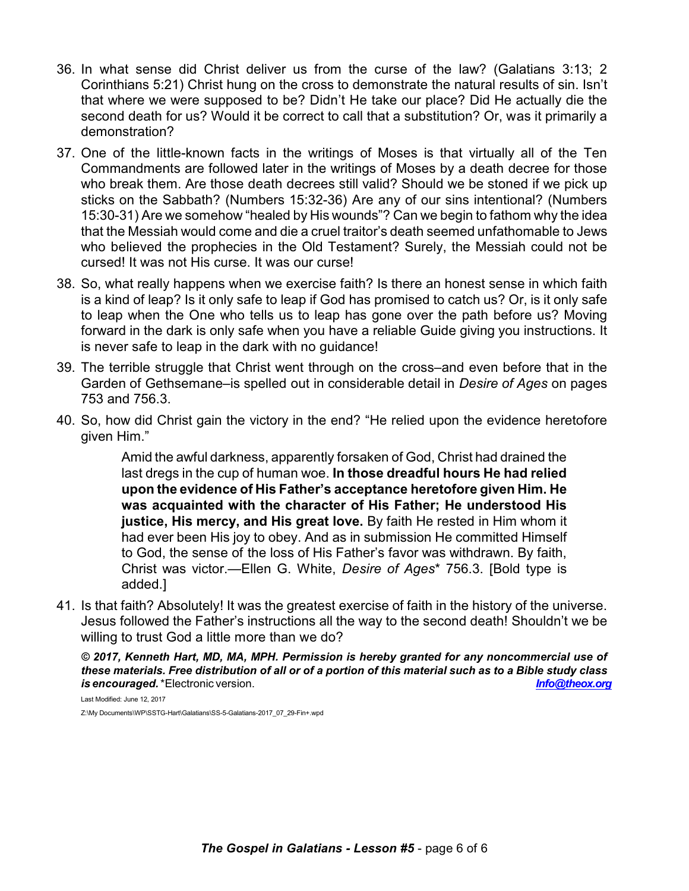36. In what sense did Christ deliver us from the curse of the law? (Galatians 3:13; 2 Corinthians 5:21) Christ hung on the cross to demonstrate the natural results of sin. Isn't that where we were supposed to be? Didn't He take our place? Did He actually die the second death for us? Would it be correct to call that a substitution? Or, was it primarily a demonstration?

37. One of the little-known facts in the writings of Moses is that virtually all of the Ten Commandments are followed later in the writings of Moses by a death decree for those who break them. Are those death decrees still valid? Should we be stoned if we pick up sticks on the Sabbath? (Numbers 15:32-36) Are any of our sins intentional? (Numbers 15:30-31) Are we somehow "healed by His wounds"? Can we begin to fathom why the idea that the Messiah would come and die a cruel traitor's death seemed unfathomable to Jews who believed the prophecies in the Old Testament? Surely, the Messiah could not be cursed! It was not His curse. It was our curse!

38. So, what really happens when we exercise faith? Is there an honest sense in which faith is a kind of leap? Is it only safe to leap if God has promised to catch us? Or, is it only safe to leap when the One who tells us to leap has gone over the path before us? Moving forward in the dark is only safe when you have a reliable Guide giving you instructions. It is never safe to leap in the dark with no guidance!

39. The terrible struggle that Christ went through on the cross–and even before that in the Garden of Gethsemane–is spelled out in considerable detail in *Desire of Ages* on pages 753 and 756.3.

40. So, how did Christ gain the victory in the end? "He relied upon the evidence heretofore given Him."

> Amid the awful darkness, apparently forsaken of God, Christ had drained the last dregs in the cup of human woe. **In those dreadful hours He had relied upon the evidence of His Father's acceptance heretofore given Him. He was acquainted with the character of His Father; He understood His justice, His mercy, and His great love.** By faith He rested in Him whom it had ever been His joy to obey. And as in submission He committed Himself to God, the sense of the loss of His Father's favor was withdrawn. By faith, Christ was victor.—Ellen G. White, *Desire of Ages*\* 756.3. [Bold type is added.]

41. Is that faith? Absolutely! It was the greatest exercise of faith in the history of the universe. Jesus followed the Father's instructions all the way to the second death! Shouldn't we be willing to trust God a little more than we do?

***© 2017, Kenneth Hart, MD, MA, MPH. Permission is hereby granted for any noncommercial use of these materials. Free distribution of all or of a portion of this material such as to a Bible study class is encouraged.*** *Electronic version. ***Info@theox.org***

Last Modified: June 12, 2017

Z:\My Documents\WP\SSTG-Hart\Galatians\SS-5-Galatians-2017_07_29-Fin+.wpd